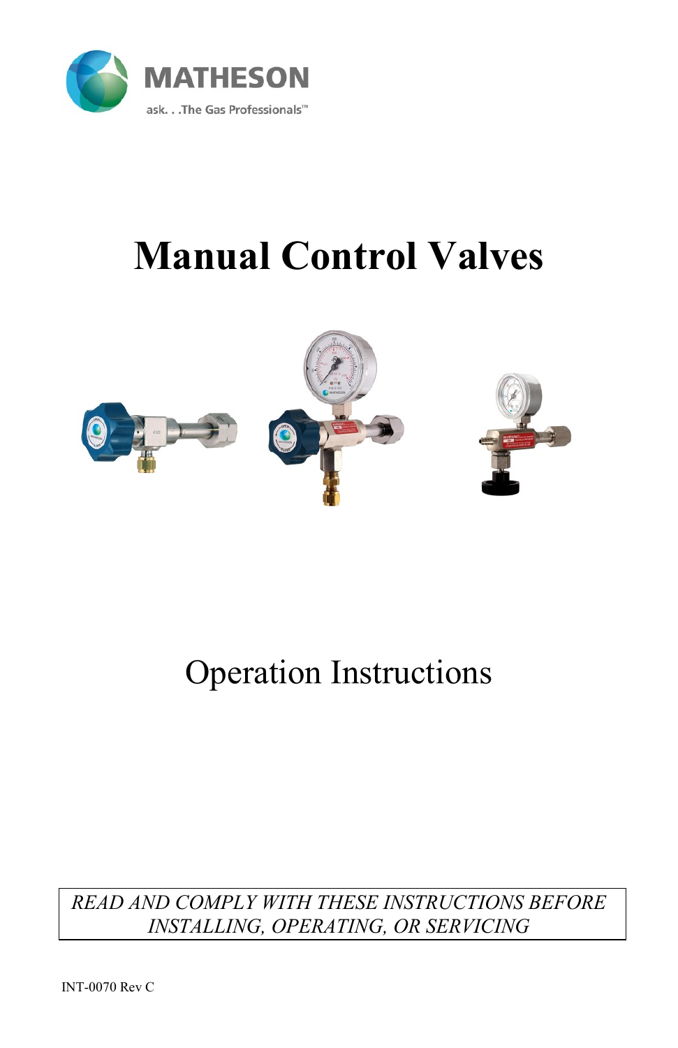MATHESON

ask. . .The Gas Professionals™

# Manual Control Valves

## Operation Instructions

*READ AND COMPLY WITH THESE INSTRUCTIONS BEFORE INSTALLING, OPERATING, OR SERVICING*

INT-0070 Rev C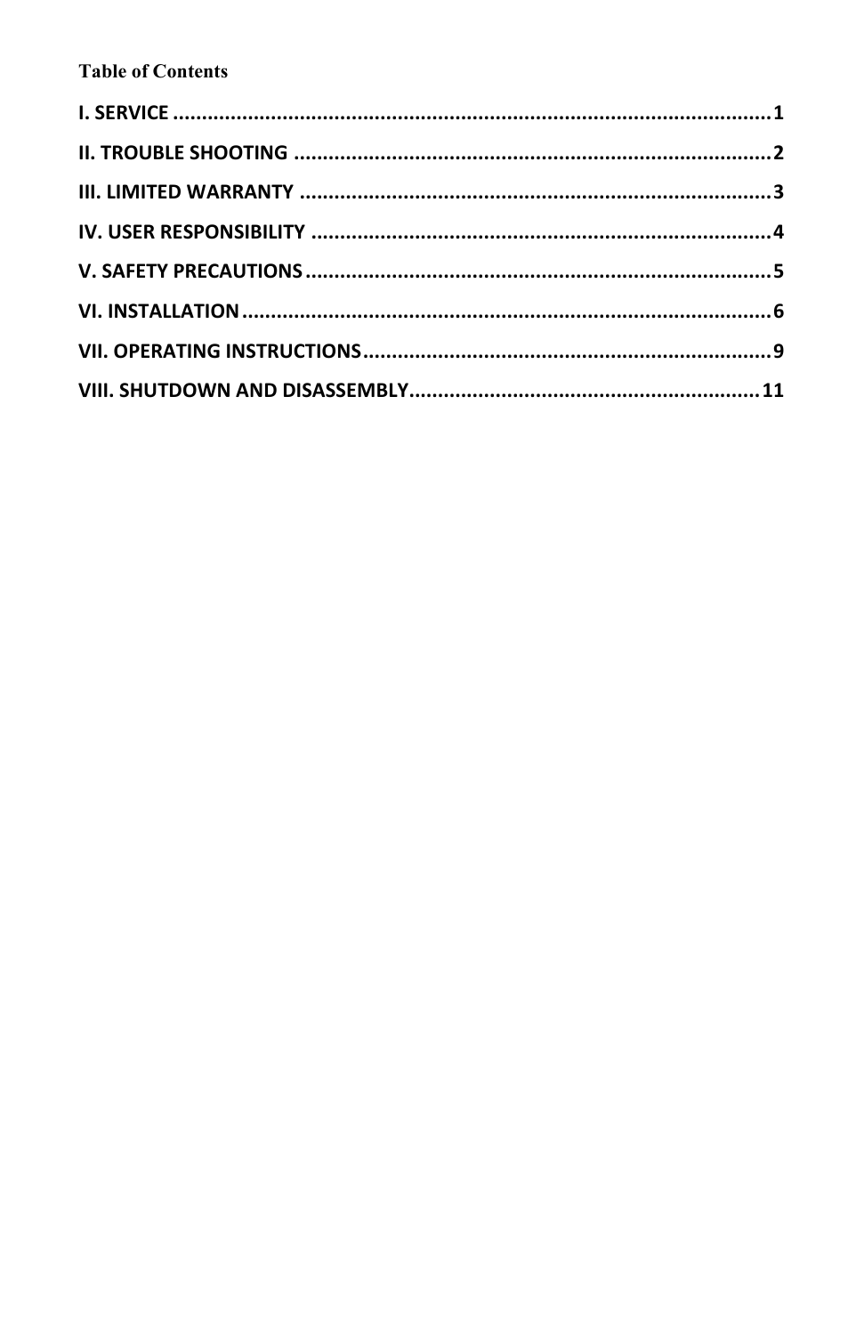**Table of Contents**

I. SERVICE .......................................................................................................1

II. TROUBLE SHOOTING ...................................................................................2

III. LIMITED WARRANTY ..................................................................................3

IV. USER RESPONSIBILITY ................................................................................4

V. SAFETY PRECAUTIONS .................................................................................5

VI. INSTALLATION ...........................................................................................6

VII. OPERATING INSTRUCTIONS......................................................................9

VIII. SHUTDOWN AND DISASSEMBLY............................................................11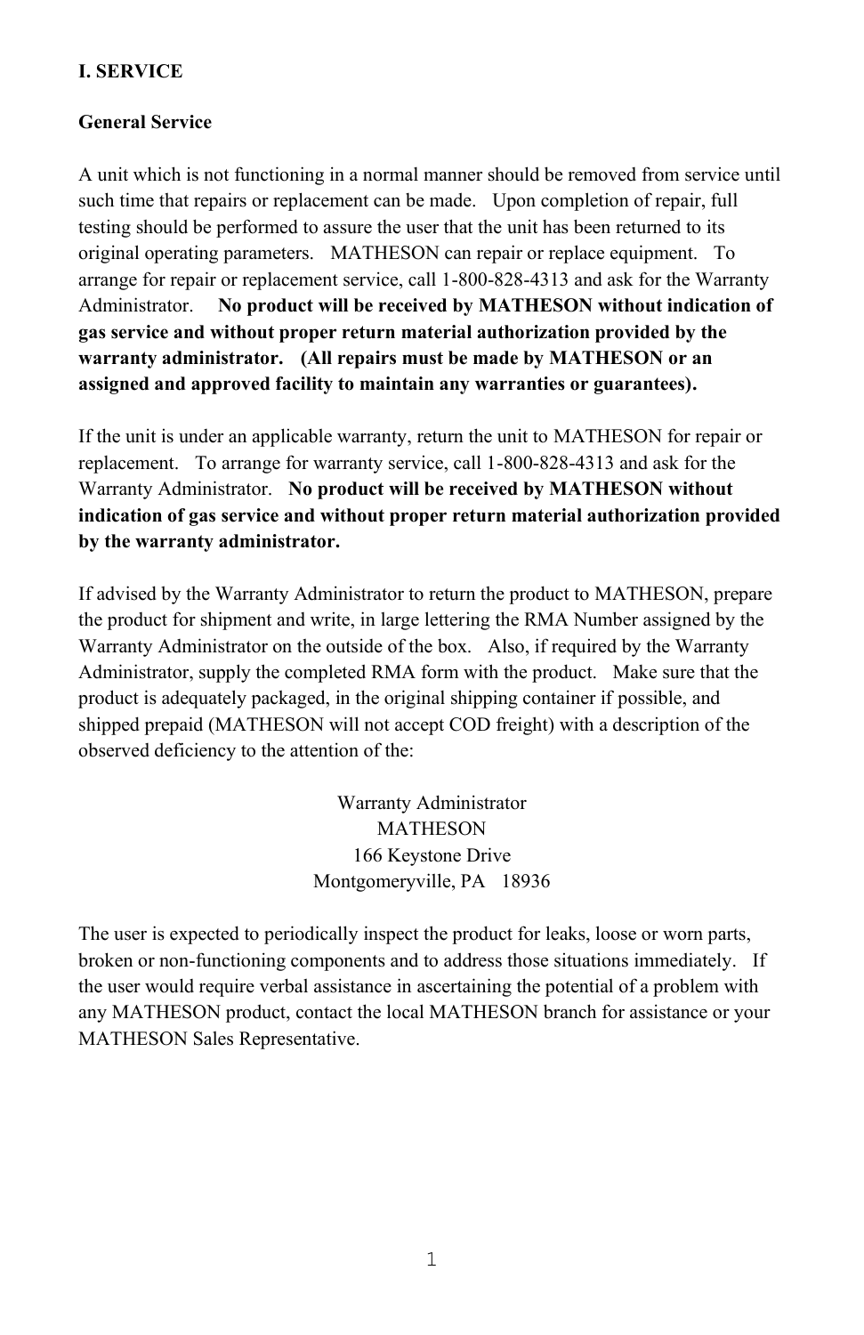# I. SERVICE

## General Service

A unit which is not functioning in a normal manner should be removed from service until such time that repairs or replacement can be made. Upon completion of repair, full testing should be performed to assure the user that the unit has been returned to its original operating parameters. MATHESON can repair or replace equipment. To arrange for repair or replacement service, call 1-800-828-4313 and ask for the Warranty Administrator. **No product will be received by MATHESON without indication of gas service and without proper return material authorization provided by the warranty administrator. (All repairs must be made by MATHESON or an assigned and approved facility to maintain any warranties or guarantees).**

If the unit is under an applicable warranty, return the unit to MATHESON for repair or replacement. To arrange for warranty service, call 1-800-828-4313 and ask for the Warranty Administrator. **No product will be received by MATHESON without indication of gas service and without proper return material authorization provided by the warranty administrator.**

If advised by the Warranty Administrator to return the product to MATHESON, prepare the product for shipment and write, in large lettering the RMA Number assigned by the Warranty Administrator on the outside of the box. Also, if required by the Warranty Administrator, supply the completed RMA form with the product. Make sure that the product is adequately packaged, in the original shipping container if possible, and shipped prepaid (MATHESON will not accept COD freight) with a description of the observed deficiency to the attention of the:

Warranty Administrator
MATHESON
166 Keystone Drive
Montgomeryville, PA 18936

The user is expected to periodically inspect the product for leaks, loose or worn parts, broken or non-functioning components and to address those situations immediately. If the user would require verbal assistance in ascertaining the potential of a problem with any MATHESON product, contact the local MATHESON branch for assistance or your MATHESON Sales Representative.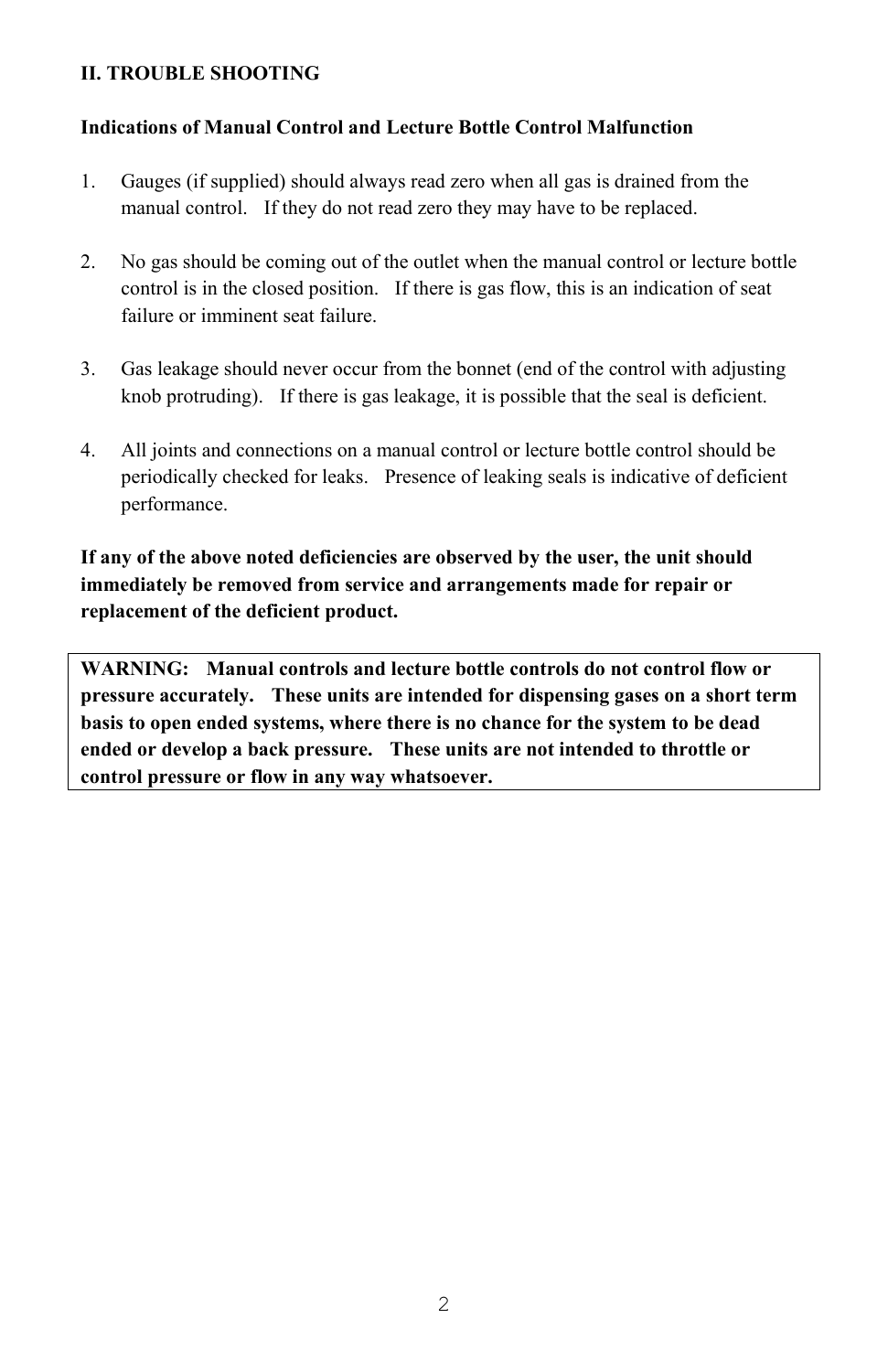## II. TROUBLE SHOOTING

**Indications of Manual Control and Lecture Bottle Control Malfunction**

1. Gauges (if supplied) should always read zero when all gas is drained from the manual control. If they do not read zero they may have to be replaced.

2. No gas should be coming out of the outlet when the manual control or lecture bottle control is in the closed position. If there is gas flow, this is an indication of seat failure or imminent seat failure.

3. Gas leakage should never occur from the bonnet (end of the control with adjusting knob protruding). If there is gas leakage, it is possible that the seal is deficient.

4. All joints and connections on a manual control or lecture bottle control should be periodically checked for leaks. Presence of leaking seals is indicative of deficient performance.

**If any of the above noted deficiencies are observed by the user, the unit should immediately be removed from service and arrangements made for repair or replacement of the deficient product.**

**WARNING: Manual controls and lecture bottle controls do not control flow or pressure accurately. These units are intended for dispensing gases on a short term basis to open ended systems, where there is no chance for the system to be dead ended or develop a back pressure. These units are not intended to throttle or control pressure or flow in any way whatsoever.**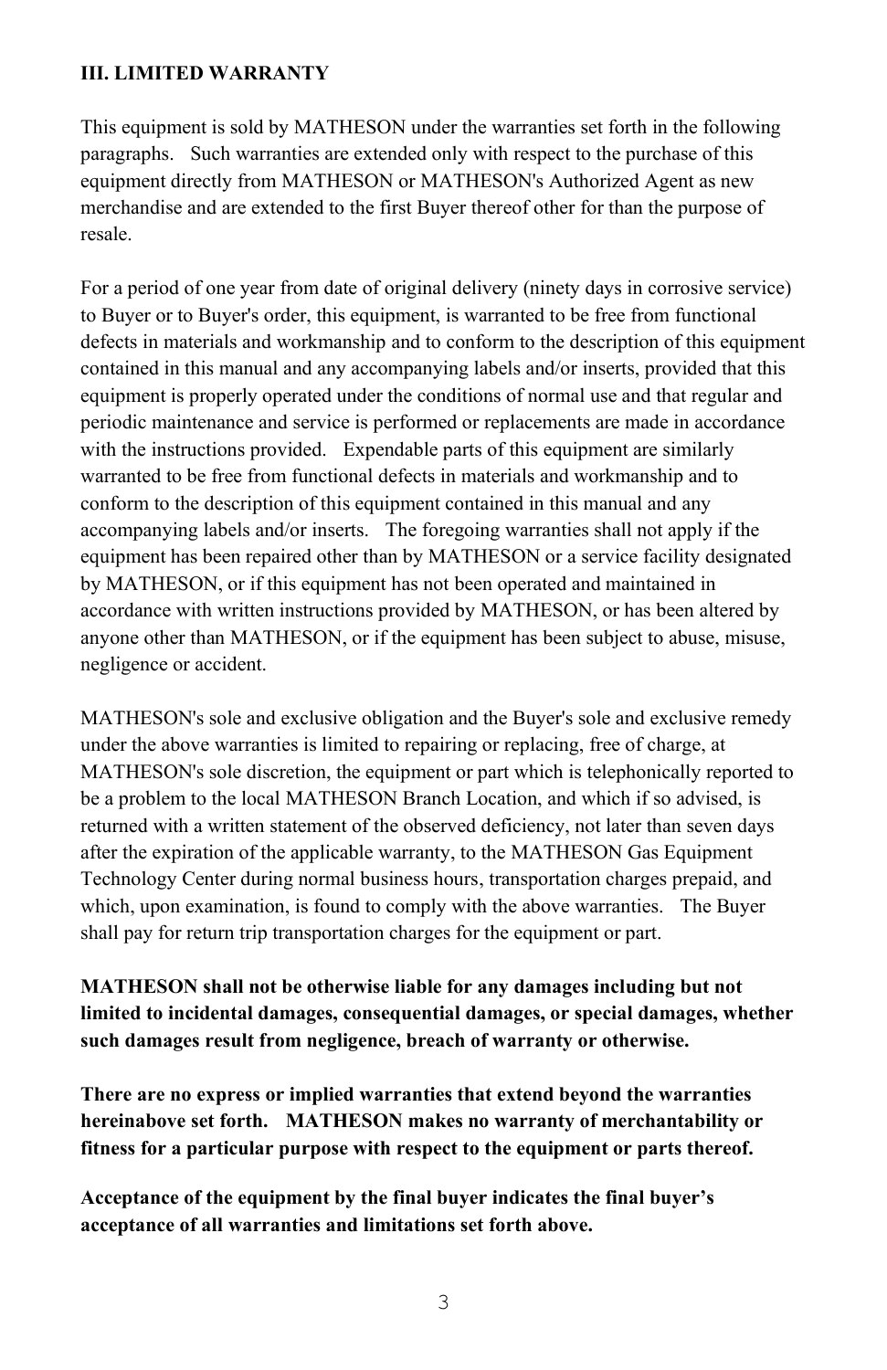## III. LIMITED WARRANTY

This equipment is sold by MATHESON under the warranties set forth in the following paragraphs. Such warranties are extended only with respect to the purchase of this equipment directly from MATHESON or MATHESON's Authorized Agent as new merchandise and are extended to the first Buyer thereof other for than the purpose of resale.

For a period of one year from date of original delivery (ninety days in corrosive service) to Buyer or to Buyer's order, this equipment, is warranted to be free from functional defects in materials and workmanship and to conform to the description of this equipment contained in this manual and any accompanying labels and/or inserts, provided that this equipment is properly operated under the conditions of normal use and that regular and periodic maintenance and service is performed or replacements are made in accordance with the instructions provided. Expendable parts of this equipment are similarly warranted to be free from functional defects in materials and workmanship and to conform to the description of this equipment contained in this manual and any accompanying labels and/or inserts. The foregoing warranties shall not apply if the equipment has been repaired other than by MATHESON or a service facility designated by MATHESON, or if this equipment has not been operated and maintained in accordance with written instructions provided by MATHESON, or has been altered by anyone other than MATHESON, or if the equipment has been subject to abuse, misuse, negligence or accident.

MATHESON's sole and exclusive obligation and the Buyer's sole and exclusive remedy under the above warranties is limited to repairing or replacing, free of charge, at MATHESON's sole discretion, the equipment or part which is telephonically reported to be a problem to the local MATHESON Branch Location, and which if so advised, is returned with a written statement of the observed deficiency, not later than seven days after the expiration of the applicable warranty, to the MATHESON Gas Equipment Technology Center during normal business hours, transportation charges prepaid, and which, upon examination, is found to comply with the above warranties. The Buyer shall pay for return trip transportation charges for the equipment or part.

**MATHESON shall not be otherwise liable for any damages including but not limited to incidental damages, consequential damages, or special damages, whether such damages result from negligence, breach of warranty or otherwise.**

**There are no express or implied warranties that extend beyond the warranties hereinabove set forth. MATHESON makes no warranty of merchantability or fitness for a particular purpose with respect to the equipment or parts thereof.**

**Acceptance of the equipment by the final buyer indicates the final buyer's acceptance of all warranties and limitations set forth above.**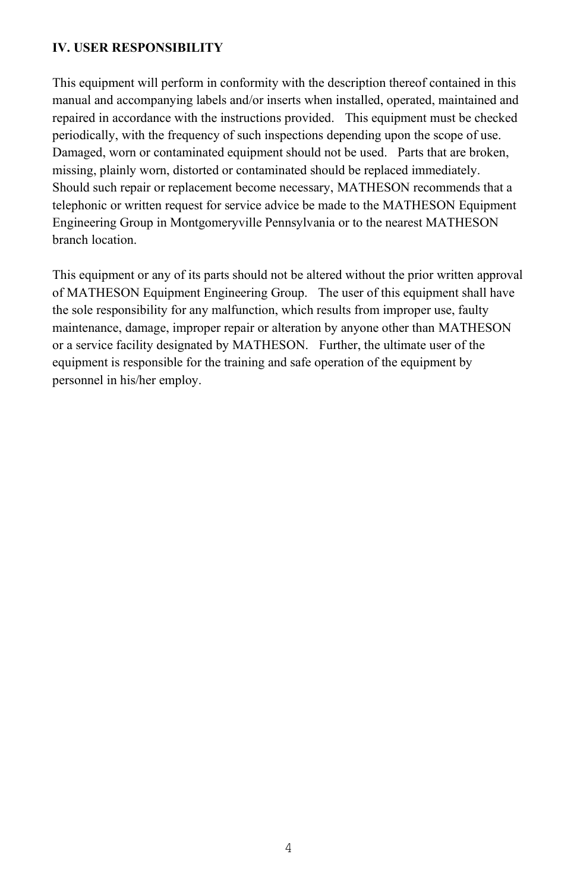## IV. USER RESPONSIBILITY

This equipment will perform in conformity with the description thereof contained in this manual and accompanying labels and/or inserts when installed, operated, maintained and repaired in accordance with the instructions provided. This equipment must be checked periodically, with the frequency of such inspections depending upon the scope of use. Damaged, worn or contaminated equipment should not be used. Parts that are broken, missing, plainly worn, distorted or contaminated should be replaced immediately. Should such repair or replacement become necessary, MATHESON recommends that a telephonic or written request for service advice be made to the MATHESON Equipment Engineering Group in Montgomeryville Pennsylvania or to the nearest MATHESON branch location.

This equipment or any of its parts should not be altered without the prior written approval of MATHESON Equipment Engineering Group. The user of this equipment shall have the sole responsibility for any malfunction, which results from improper use, faulty maintenance, damage, improper repair or alteration by anyone other than MATHESON or a service facility designated by MATHESON. Further, the ultimate user of the equipment is responsible for the training and safe operation of the equipment by personnel in his/her employ.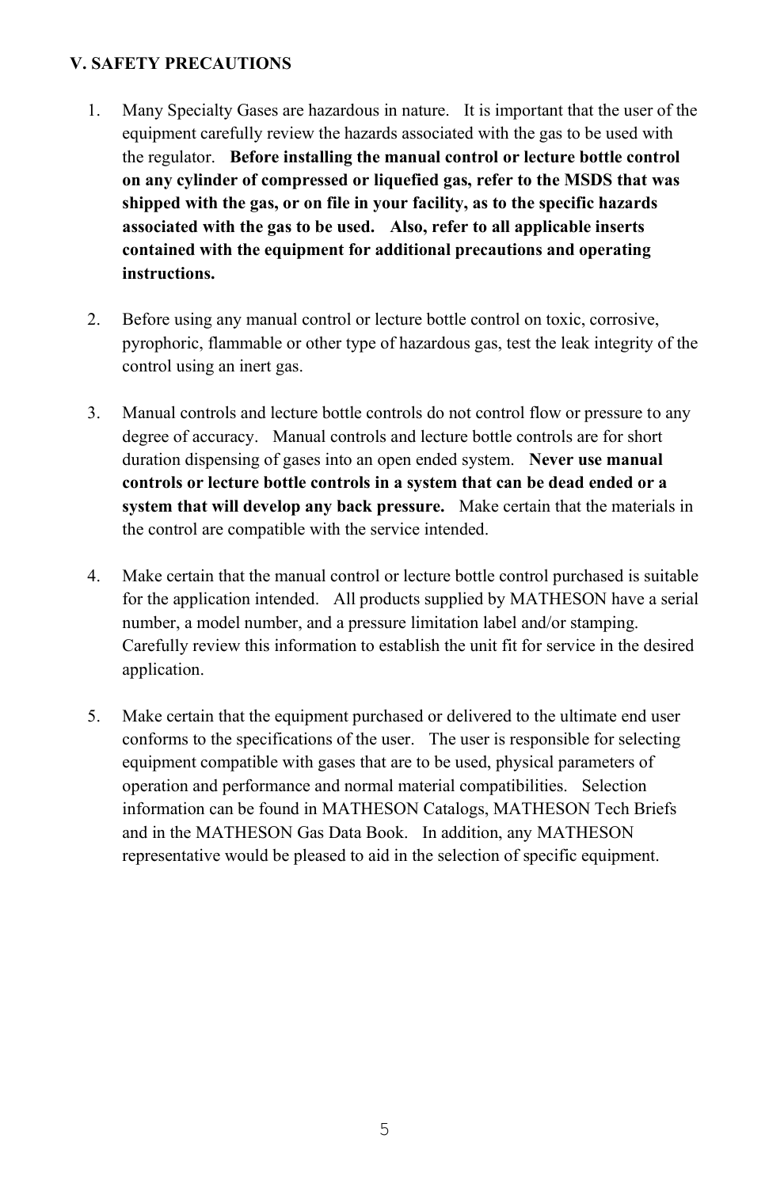## V. SAFETY PRECAUTIONS

1. Many Specialty Gases are hazardous in nature. It is important that the user of the equipment carefully review the hazards associated with the gas to be used with the regulator. **Before installing the manual control or lecture bottle control on any cylinder of compressed or liquefied gas, refer to the MSDS that was shipped with the gas, or on file in your facility, as to the specific hazards associated with the gas to be used. Also, refer to all applicable inserts contained with the equipment for additional precautions and operating instructions.**

2. Before using any manual control or lecture bottle control on toxic, corrosive, pyrophoric, flammable or other type of hazardous gas, test the leak integrity of the control using an inert gas.

3. Manual controls and lecture bottle controls do not control flow or pressure to any degree of accuracy. Manual controls and lecture bottle controls are for short duration dispensing of gases into an open ended system. **Never use manual controls or lecture bottle controls in a system that can be dead ended or a system that will develop any back pressure.** Make certain that the materials in the control are compatible with the service intended.

4. Make certain that the manual control or lecture bottle control purchased is suitable for the application intended. All products supplied by MATHESON have a serial number, a model number, and a pressure limitation label and/or stamping. Carefully review this information to establish the unit fit for service in the desired application.

5. Make certain that the equipment purchased or delivered to the ultimate end user conforms to the specifications of the user. The user is responsible for selecting equipment compatible with gases that are to be used, physical parameters of operation and performance and normal material compatibilities. Selection information can be found in MATHESON Catalogs, MATHESON Tech Briefs and in the MATHESON Gas Data Book. In addition, any MATHESON representative would be pleased to aid in the selection of specific equipment.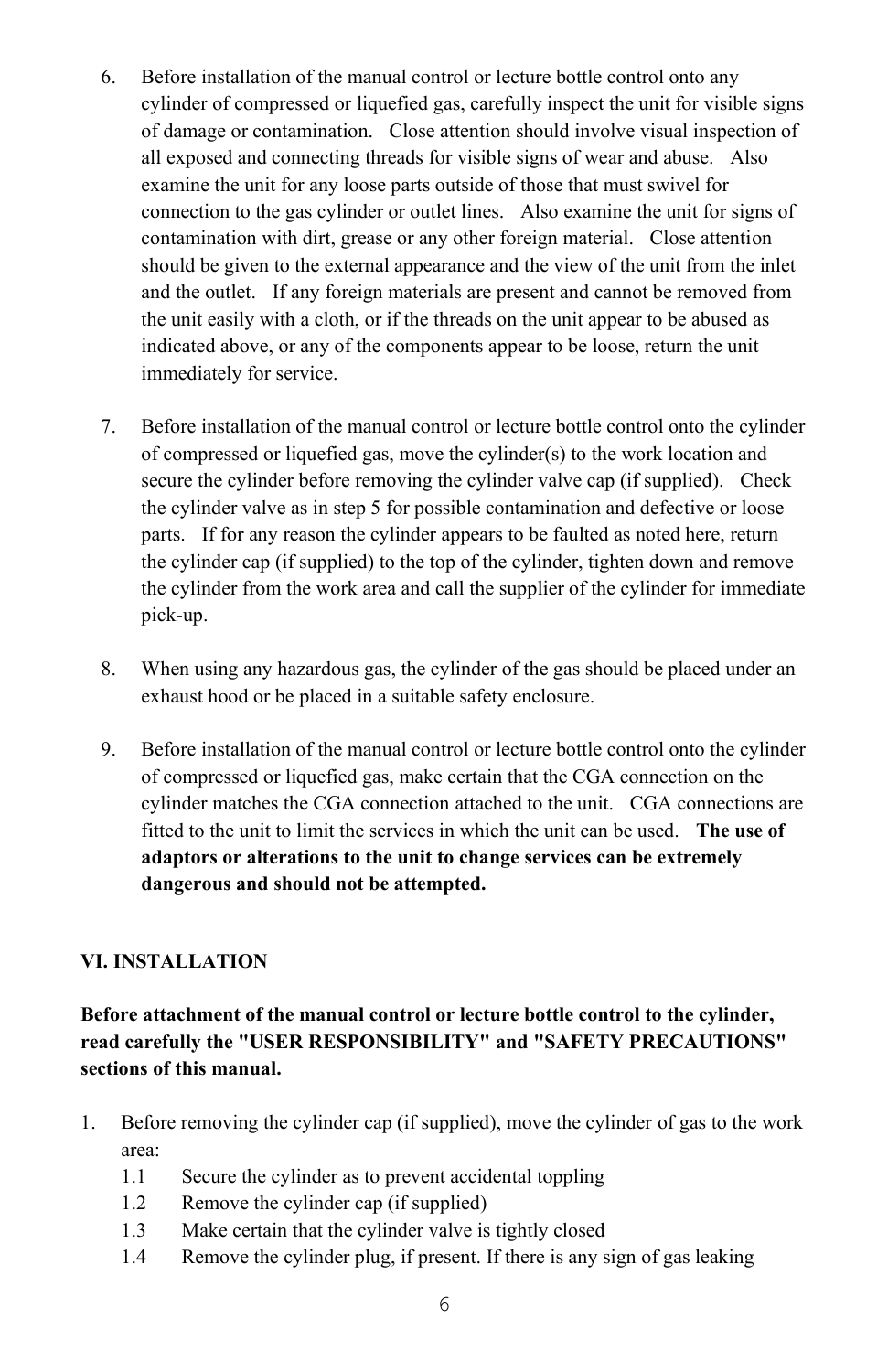6. Before installation of the manual control or lecture bottle control onto any cylinder of compressed or liquefied gas, carefully inspect the unit for visible signs of damage or contamination. Close attention should involve visual inspection of all exposed and connecting threads for visible signs of wear and abuse. Also examine the unit for any loose parts outside of those that must swivel for connection to the gas cylinder or outlet lines. Also examine the unit for signs of contamination with dirt, grease or any other foreign material. Close attention should be given to the external appearance and the view of the unit from the inlet and the outlet. If any foreign materials are present and cannot be removed from the unit easily with a cloth, or if the threads on the unit appear to be abused as indicated above, or any of the components appear to be loose, return the unit immediately for service.

7. Before installation of the manual control or lecture bottle control onto the cylinder of compressed or liquefied gas, move the cylinder(s) to the work location and secure the cylinder before removing the cylinder valve cap (if supplied). Check the cylinder valve as in step 5 for possible contamination and defective or loose parts. If for any reason the cylinder appears to be faulted as noted here, return the cylinder cap (if supplied) to the top of the cylinder, tighten down and remove the cylinder from the work area and call the supplier of the cylinder for immediate pick-up.

8. When using any hazardous gas, the cylinder of the gas should be placed under an exhaust hood or be placed in a suitable safety enclosure.

9. Before installation of the manual control or lecture bottle control onto the cylinder of compressed or liquefied gas, make certain that the CGA connection on the cylinder matches the CGA connection attached to the unit. CGA connections are fitted to the unit to limit the services in which the unit can be used. **The use of adaptors or alterations to the unit to change services can be extremely dangerous and should not be attempted.**

## VI. INSTALLATION

**Before attachment of the manual control or lecture bottle control to the cylinder, read carefully the "USER RESPONSIBILITY" and "SAFETY PRECAUTIONS" sections of this manual.**

1. Before removing the cylinder cap (if supplied), move the cylinder of gas to the work area:
   - 1.1 Secure the cylinder as to prevent accidental toppling
   - 1.2 Remove the cylinder cap (if supplied)
   - 1.3 Make certain that the cylinder valve is tightly closed
   - 1.4 Remove the cylinder plug, if present. If there is any sign of gas leaking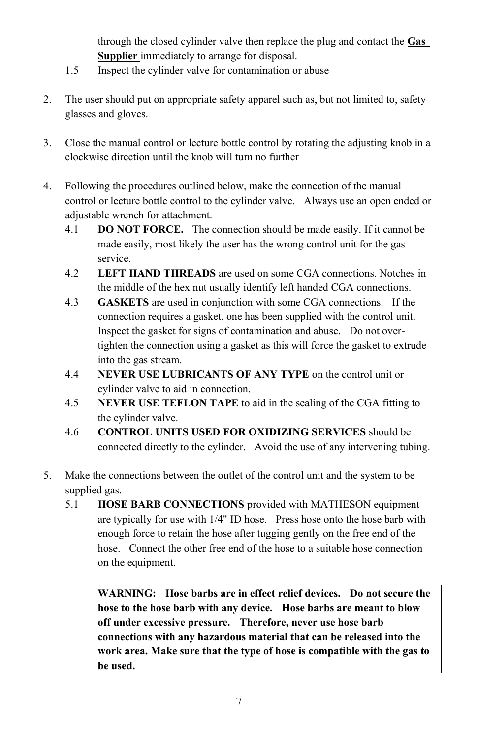through the closed cylinder valve then replace the plug and contact the **Gas Supplier** immediately to arrange for disposal.

1.5 Inspect the cylinder valve for contamination or abuse

2. The user should put on appropriate safety apparel such as, but not limited to, safety glasses and gloves.

3. Close the manual control or lecture bottle control by rotating the adjusting knob in a clockwise direction until the knob will turn no further

4. Following the procedures outlined below, make the connection of the manual control or lecture bottle control to the cylinder valve. Always use an open ended or adjustable wrench for attachment.
   - 4.1 **DO NOT FORCE.** The connection should be made easily. If it cannot be made easily, most likely the user has the wrong control unit for the gas service.
   - 4.2 **LEFT HAND THREADS** are used on some CGA connections. Notches in the middle of the hex nut usually identify left handed CGA connections.
   - 4.3 **GASKETS** are used in conjunction with some CGA connections. If the connection requires a gasket, one has been supplied with the control unit. Inspect the gasket for signs of contamination and abuse. Do not over-tighten the connection using a gasket as this will force the gasket to extrude into the gas stream.
   - 4.4 **NEVER USE LUBRICANTS OF ANY TYPE** on the control unit or cylinder valve to aid in connection.
   - 4.5 **NEVER USE TEFLON TAPE** to aid in the sealing of the CGA fitting to the cylinder valve.
   - 4.6 **CONTROL UNITS USED FOR OXIDIZING SERVICES** should be connected directly to the cylinder. Avoid the use of any intervening tubing.

5. Make the connections between the outlet of the control unit and the system to be supplied gas.
   - 5.1 **HOSE BARB CONNECTIONS** provided with MATHESON equipment are typically for use with 1/4" ID hose. Press hose onto the hose barb with enough force to retain the hose after tugging gently on the free end of the hose. Connect the other free end of the hose to a suitable hose connection on the equipment.

**WARNING: Hose barbs are in effect relief devices. Do not secure the hose to the hose barb with any device. Hose barbs are meant to blow off under excessive pressure. Therefore, never use hose barb connections with any hazardous material that can be released into the work area. Make sure that the type of hose is compatible with the gas to be used.**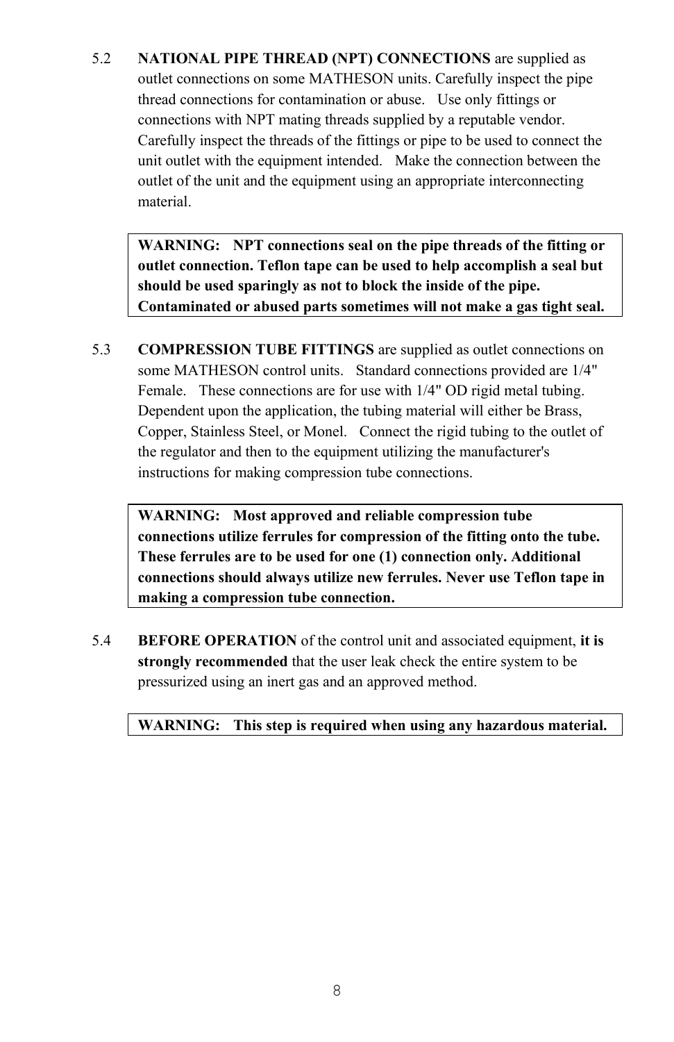5.2 **NATIONAL PIPE THREAD (NPT) CONNECTIONS** are supplied as outlet connections on some MATHESON units. Carefully inspect the pipe thread connections for contamination or abuse. Use only fittings or connections with NPT mating threads supplied by a reputable vendor. Carefully inspect the threads of the fittings or pipe to be used to connect the unit outlet with the equipment intended. Make the connection between the outlet of the unit and the equipment using an appropriate interconnecting material.

> **WARNING: NPT connections seal on the pipe threads of the fitting or outlet connection. Teflon tape can be used to help accomplish a seal but should be used sparingly as not to block the inside of the pipe. Contaminated or abused parts sometimes will not make a gas tight seal.**

5.3 **COMPRESSION TUBE FITTINGS** are supplied as outlet connections on some MATHESON control units. Standard connections provided are 1/4" Female. These connections are for use with 1/4" OD rigid metal tubing. Dependent upon the application, the tubing material will either be Brass, Copper, Stainless Steel, or Monel. Connect the rigid tubing to the outlet of the regulator and then to the equipment utilizing the manufacturer's instructions for making compression tube connections.

> **WARNING: Most approved and reliable compression tube connections utilize ferrules for compression of the fitting onto the tube. These ferrules are to be used for one (1) connection only. Additional connections should always utilize new ferrules. Never use Teflon tape in making a compression tube connection.**

5.4 **BEFORE OPERATION** of the control unit and associated equipment, **it is strongly recommended** that the user leak check the entire system to be pressurized using an inert gas and an approved method.

> **WARNING: This step is required when using any hazardous material.**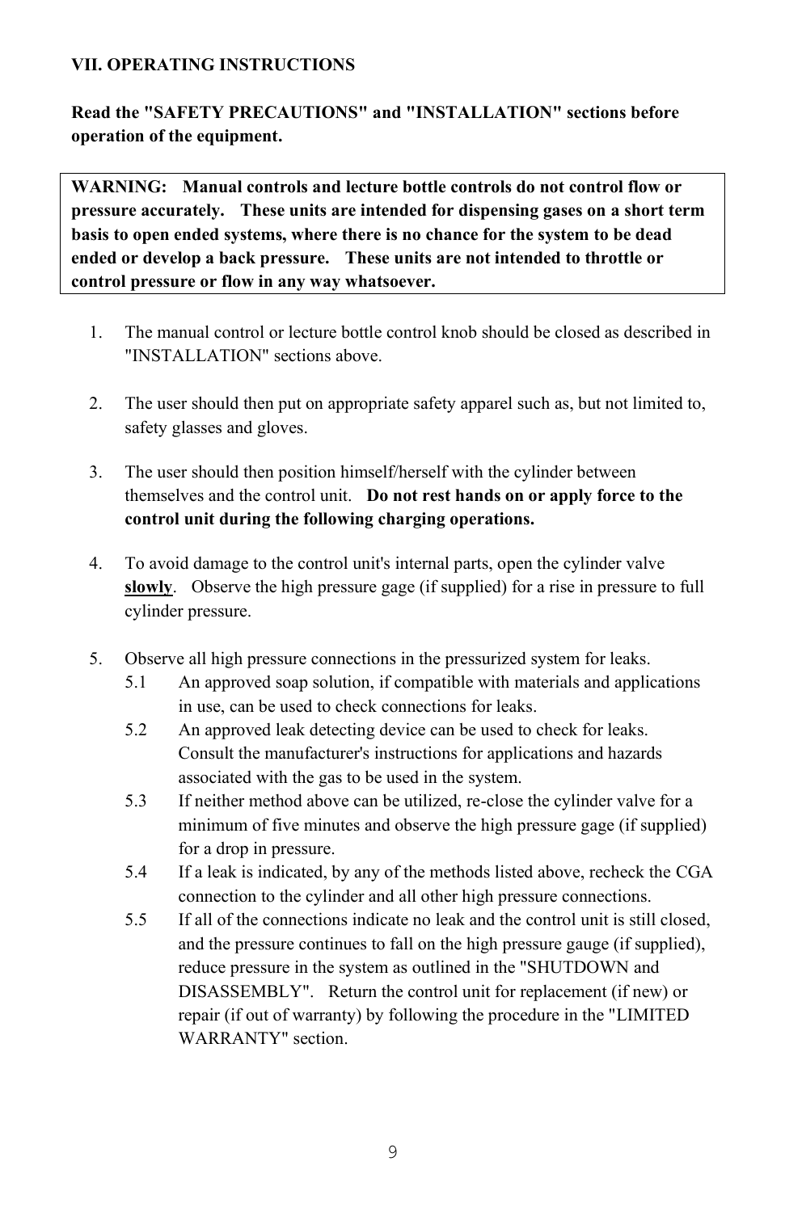## VII. OPERATING INSTRUCTIONS

**Read the "SAFETY PRECAUTIONS" and "INSTALLATION" sections before operation of the equipment.**

> **WARNING: Manual controls and lecture bottle controls do not control flow or pressure accurately. These units are intended for dispensing gases on a short term basis to open ended systems, where there is no chance for the system to be dead ended or develop a back pressure. These units are not intended to throttle or control pressure or flow in any way whatsoever.**

1. The manual control or lecture bottle control knob should be closed as described in "INSTALLATION" sections above.

2. The user should then put on appropriate safety apparel such as, but not limited to, safety glasses and gloves.

3. The user should then position himself/herself with the cylinder between themselves and the control unit. **Do not rest hands on or apply force to the control unit during the following charging operations.**

4. To avoid damage to the control unit's internal parts, open the cylinder valve **slowly**. Observe the high pressure gage (if supplied) for a rise in pressure to full cylinder pressure.

5. Observe all high pressure connections in the pressurized system for leaks.
   - 5.1 An approved soap solution, if compatible with materials and applications in use, can be used to check connections for leaks.
   - 5.2 An approved leak detecting device can be used to check for leaks. Consult the manufacturer's instructions for applications and hazards associated with the gas to be used in the system.
   - 5.3 If neither method above can be utilized, re-close the cylinder valve for a minimum of five minutes and observe the high pressure gage (if supplied) for a drop in pressure.
   - 5.4 If a leak is indicated, by any of the methods listed above, recheck the CGA connection to the cylinder and all other high pressure connections.
   - 5.5 If all of the connections indicate no leak and the control unit is still closed, and the pressure continues to fall on the high pressure gauge (if supplied), reduce pressure in the system as outlined in the "SHUTDOWN and DISASSEMBLY". Return the control unit for replacement (if new) or repair (if out of warranty) by following the procedure in the "LIMITED WARRANTY" section.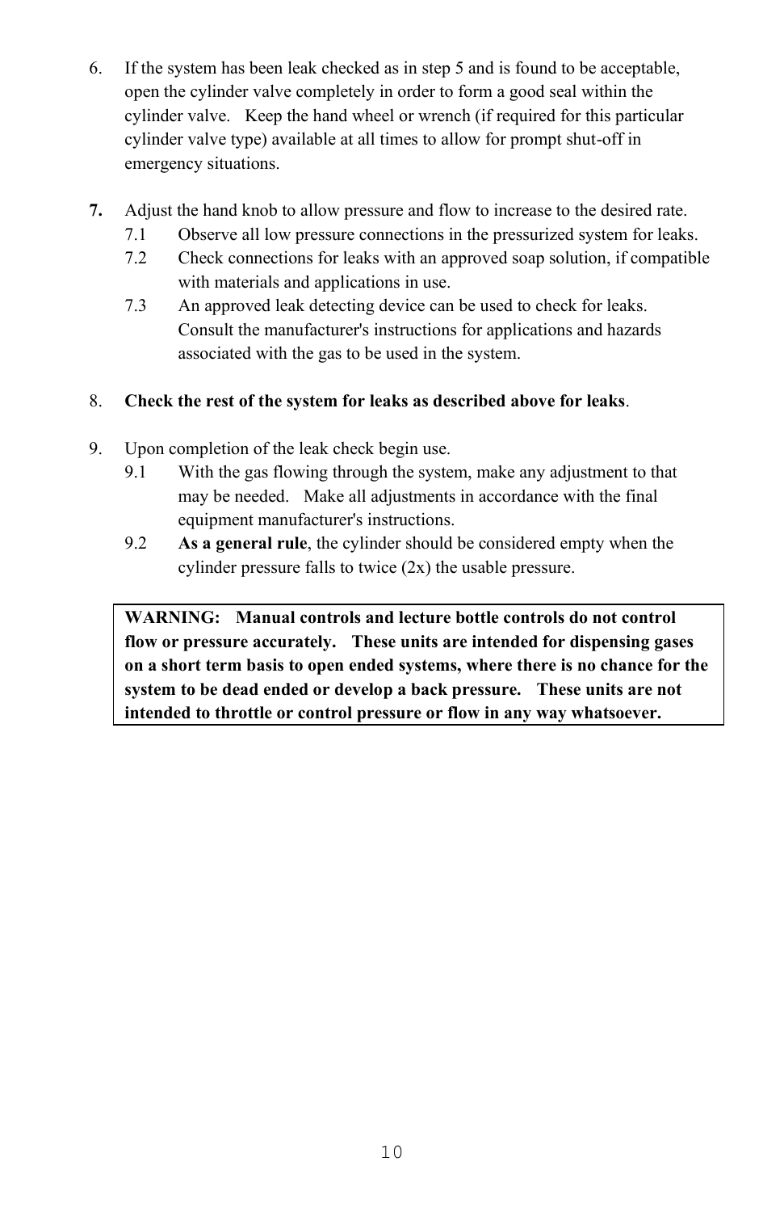6. If the system has been leak checked as in step 5 and is found to be acceptable, open the cylinder valve completely in order to form a good seal within the cylinder valve. Keep the hand wheel or wrench (if required for this particular cylinder valve type) available at all times to allow for prompt shut-off in emergency situations.

**7.** Adjust the hand knob to allow pressure and flow to increase to the desired rate.
   - 7.1 Observe all low pressure connections in the pressurized system for leaks.
   - 7.2 Check connections for leaks with an approved soap solution, if compatible with materials and applications in use.
   - 7.3 An approved leak detecting device can be used to check for leaks. Consult the manufacturer's instructions for applications and hazards associated with the gas to be used in the system.

8. **Check the rest of the system for leaks as described above for leaks**.

9. Upon completion of the leak check begin use.
   - 9.1 With the gas flowing through the system, make any adjustment to that may be needed. Make all adjustments in accordance with the final equipment manufacturer's instructions.
   - 9.2 **As a general rule**, the cylinder should be considered empty when the cylinder pressure falls to twice (2x) the usable pressure.

**WARNING: Manual controls and lecture bottle controls do not control flow or pressure accurately. These units are intended for dispensing gases on a short term basis to open ended systems, where there is no chance for the system to be dead ended or develop a back pressure. These units are not intended to throttle or control pressure or flow in any way whatsoever.**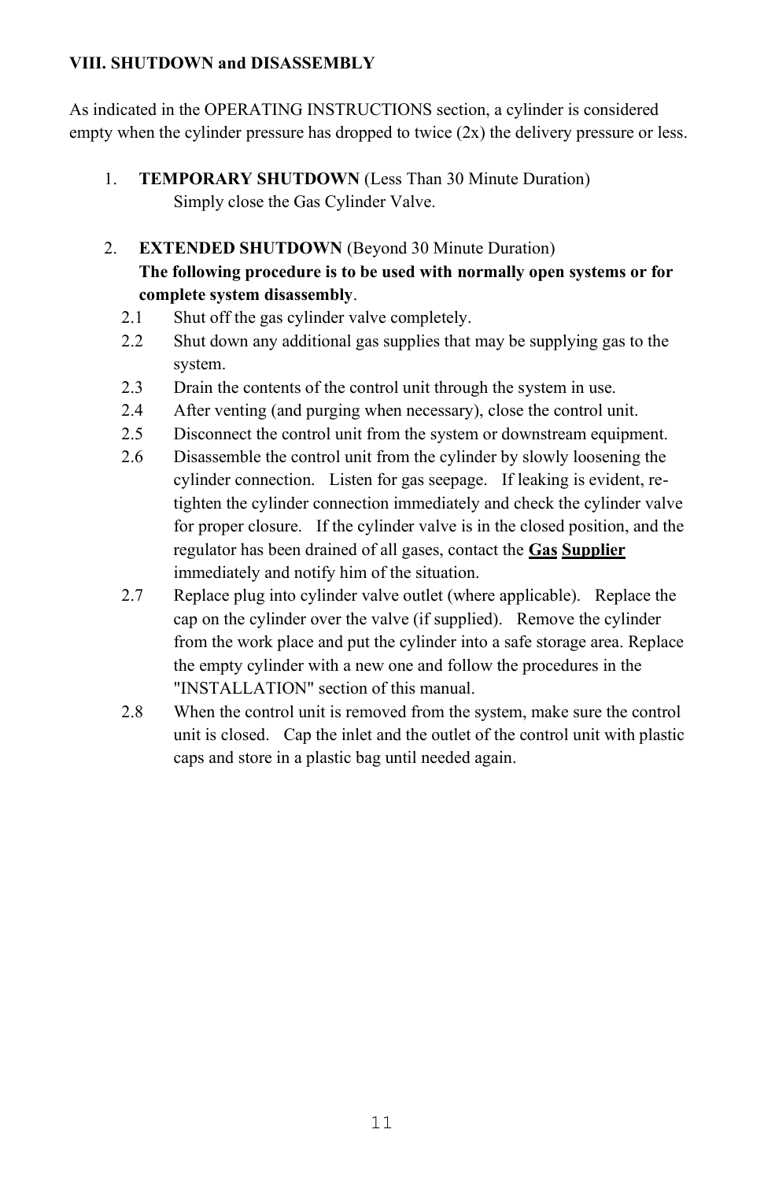## VIII. SHUTDOWN and DISASSEMBLY

As indicated in the OPERATING INSTRUCTIONS section, a cylinder is considered empty when the cylinder pressure has dropped to twice (2x) the delivery pressure or less.

1. **TEMPORARY SHUTDOWN** (Less Than 30 Minute Duration)
   Simply close the Gas Cylinder Valve.

2. **EXTENDED SHUTDOWN** (Beyond 30 Minute Duration)
   **The following procedure is to be used with normally open systems or for complete system disassembly**.

   2.1 Shut off the gas cylinder valve completely.

   2.2 Shut down any additional gas supplies that may be supplying gas to the system.

   2.3 Drain the contents of the control unit through the system in use.

   2.4 After venting (and purging when necessary), close the control unit.

   2.5 Disconnect the control unit from the system or downstream equipment.

   2.6 Disassemble the control unit from the cylinder by slowly loosening the cylinder connection. Listen for gas seepage. If leaking is evident, re-tighten the cylinder connection immediately and check the cylinder valve for proper closure. If the cylinder valve is in the closed position, and the regulator has been drained of all gases, contact the **Gas Supplier** immediately and notify him of the situation.

   2.7 Replace plug into cylinder valve outlet (where applicable). Replace the cap on the cylinder over the valve (if supplied). Remove the cylinder from the work place and put the cylinder into a safe storage area. Replace the empty cylinder with a new one and follow the procedures in the "INSTALLATION" section of this manual.

   2.8 When the control unit is removed from the system, make sure the control unit is closed. Cap the inlet and the outlet of the control unit with plastic caps and store in a plastic bag until needed again.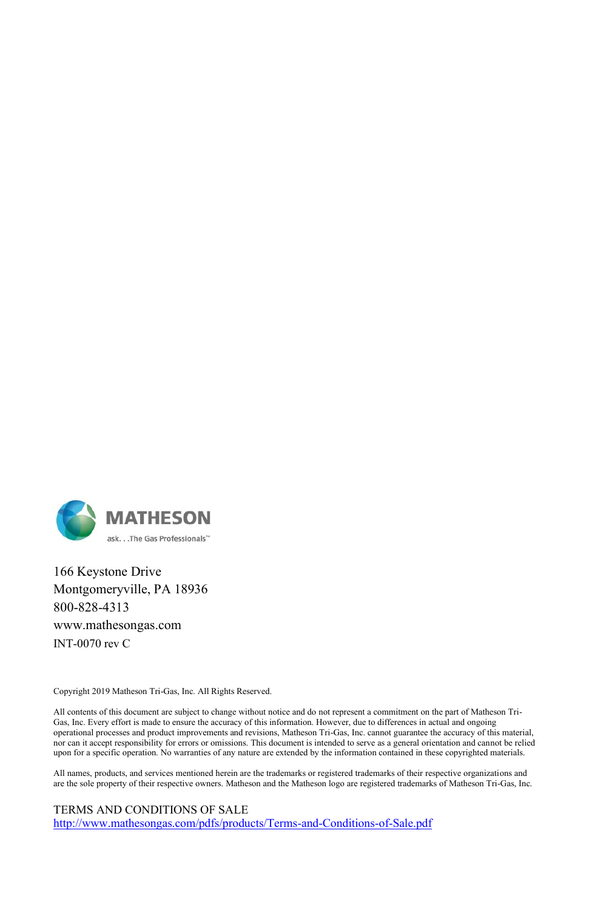MATHESON

ask. . .The Gas Professionals™

166 Keystone Drive
Montgomeryville, PA 18936
800-828-4313
www.mathesongas.com
INT-0070 rev C

Copyright 2019 Matheson Tri-Gas, Inc. All Rights Reserved.

All contents of this document are subject to change without notice and do not represent a commitment on the part of Matheson Tri-Gas, Inc. Every effort is made to ensure the accuracy of this information. However, due to differences in actual and ongoing operational processes and product improvements and revisions, Matheson Tri-Gas, Inc. cannot guarantee the accuracy of this material, nor can it accept responsibility for errors or omissions. This document is intended to serve as a general orientation and cannot be relied upon for a specific operation. No warranties of any nature are extended by the information contained in these copyrighted materials.

All names, products, and services mentioned herein are the trademarks or registered trademarks of their respective organizations and are the sole property of their respective owners. Matheson and the Matheson logo are registered trademarks of Matheson Tri-Gas, Inc.

TERMS AND CONDITIONS OF SALE
http://www.mathesongas.com/pdfs/products/Terms-and-Conditions-of-Sale.pdf